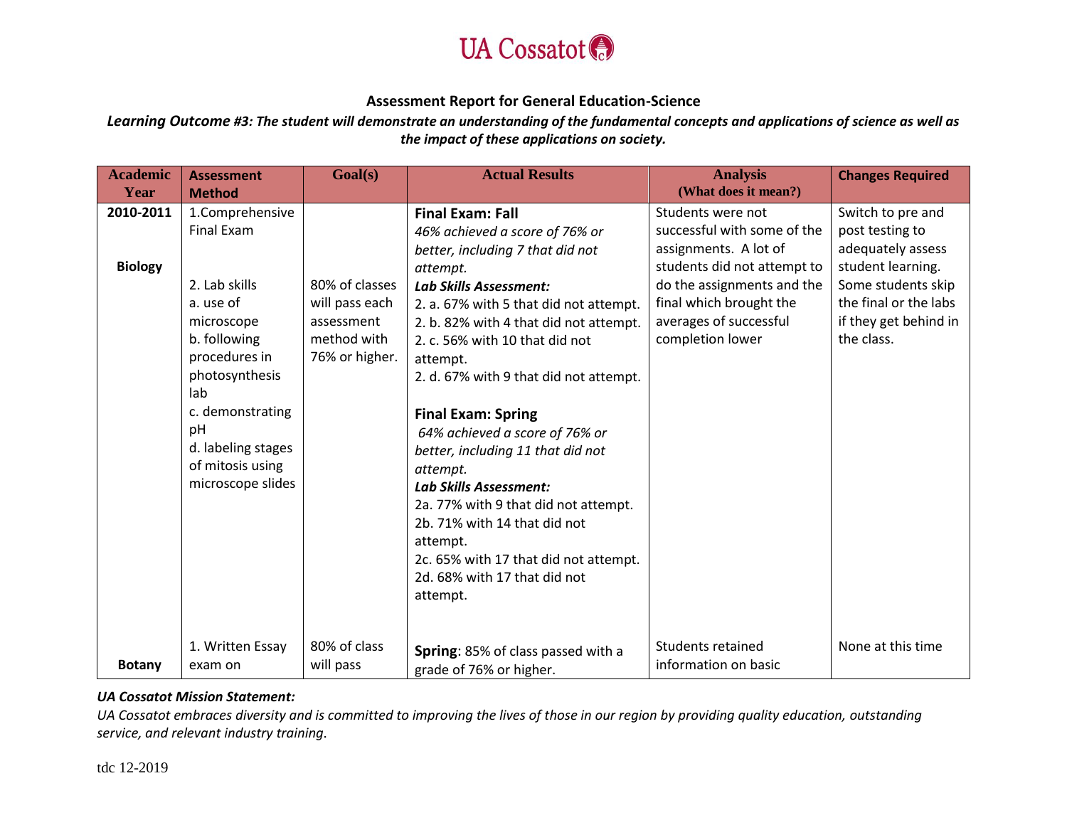UA Cossatot

## Assessment Report for General Education-Science

***Learning Outcome #3: The student will demonstrate an understanding of the fundamental concepts and applications of science as well as the impact of these applications on society.***

| Academic Year | Assessment Method | Goal(s) | Actual Results | Analysis (What does it mean?) | Changes Required |
|---|---|---|---|---|---|
| **2010-2011**<br><br>**Biology** | 1.Comprehensive Final Exam<br><br>2. Lab skills<br>a. use of microscope<br>b. following procedures in photosynthesis lab<br>c. demonstrating pH<br>d. labeling stages of mitosis using microscope slides | 80% of classes will pass each assessment method with 76% or higher. | **Final Exam: Fall**<br>*46% achieved a score of 76% or better, including 7 that did not attempt.*<br>***Lab Skills Assessment:***<br>2. a. 67% with 5 that did not attempt.<br>2. b. 82% with 4 that did not attempt.<br>2. c. 56% with 10 that did not attempt.<br>2. d. 67% with 9 that did not attempt.<br><br>**Final Exam: Spring**<br>*64% achieved a score of 76% or better, including 11 that did not attempt.*<br>***Lab Skills Assessment:***<br>2a. 77% with 9 that did not attempt.<br>2b. 71% with 14 that did not attempt.<br>2c. 65% with 17 that did not attempt.<br>2d. 68% with 17 that did not attempt. | Students were not successful with some of the assignments. A lot of students did not attempt to do the assignments and the final which brought the averages of successful completion lower | Switch to pre and post testing to adequately assess student learning. Some students skip the final or the labs if they get behind in the class. |
| **Botany** | 1. Written Essay exam on | 80% of class will pass | **Spring**: 85% of class passed with a grade of 76% or higher. | Students retained information on basic | None at this time |

***UA Cossatot Mission Statement:***

*UA Cossatot embraces diversity and is committed to improving the lives of those in our region by providing quality education, outstanding service, and relevant industry training.*

tdc 12-2019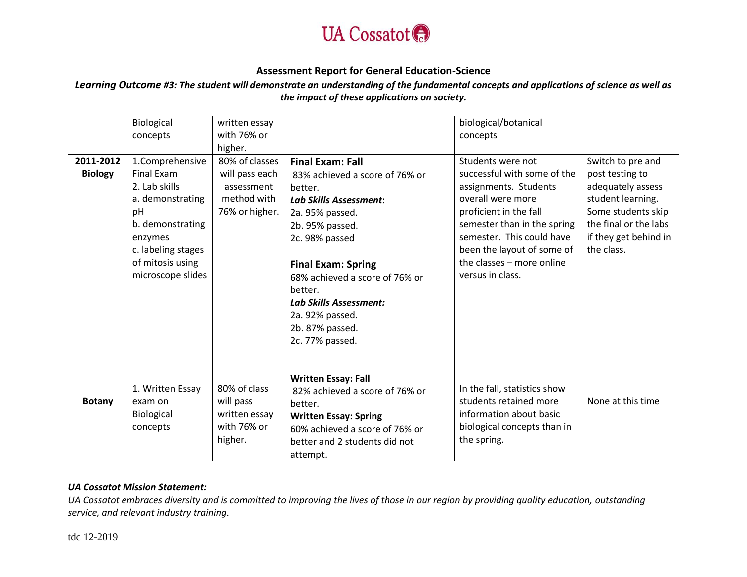**Assessment Report for General Education-Science**

***Learning Outcome #3: The student will demonstrate an understanding of the fundamental concepts and applications of science as well as the impact of these applications on society.***

| | | | | | |
|---|---|---|---|---|---|
| | Biological concepts | written essay with 76% or higher. | | biological/botanical concepts | |
| **2011-2012 Biology** | 1.Comprehensive Final Exam<br>2. Lab skills<br>a. demonstrating pH<br>b. demonstrating enzymes<br>c. labeling stages of mitosis using microscope slides | 80% of classes will pass each assessment method with 76% or higher. | **Final Exam: Fall**<br>83% achieved a score of 76% or better.<br>***Lab Skills Assessment*:**<br>2a. 95% passed.<br>2b. 95% passed.<br>2c. 98% passed<br><br>**Final Exam: Spring**<br>68% achieved a score of 76% or better.<br>***Lab Skills Assessment:***<br>2a. 92% passed.<br>2b. 87% passed.<br>2c. 77% passed. | Students were not successful with some of the assignments. Students overall were more proficient in the fall semester than in the spring semester. This could have been the layout of some of the classes – more online versus in class. | Switch to pre and post testing to adequately assess student learning. Some students skip the final or the labs if they get behind in the class. |
| **Botany** | 1. Written Essay exam on Biological concepts | 80% of class will pass written essay with 76% or higher. | **Written Essay: Fall**<br>82% achieved a score of 76% or better.<br>**Written Essay: Spring**<br>60% achieved a score of 76% or better and 2 students did not attempt. | In the fall, statistics show students retained more information about basic biological concepts than in the spring. | None at this time |

***UA Cossatot Mission Statement:***

*UA Cossatot embraces diversity and is committed to improving the lives of those in our region by providing quality education, outstanding service, and relevant industry training.*

tdc 12-2019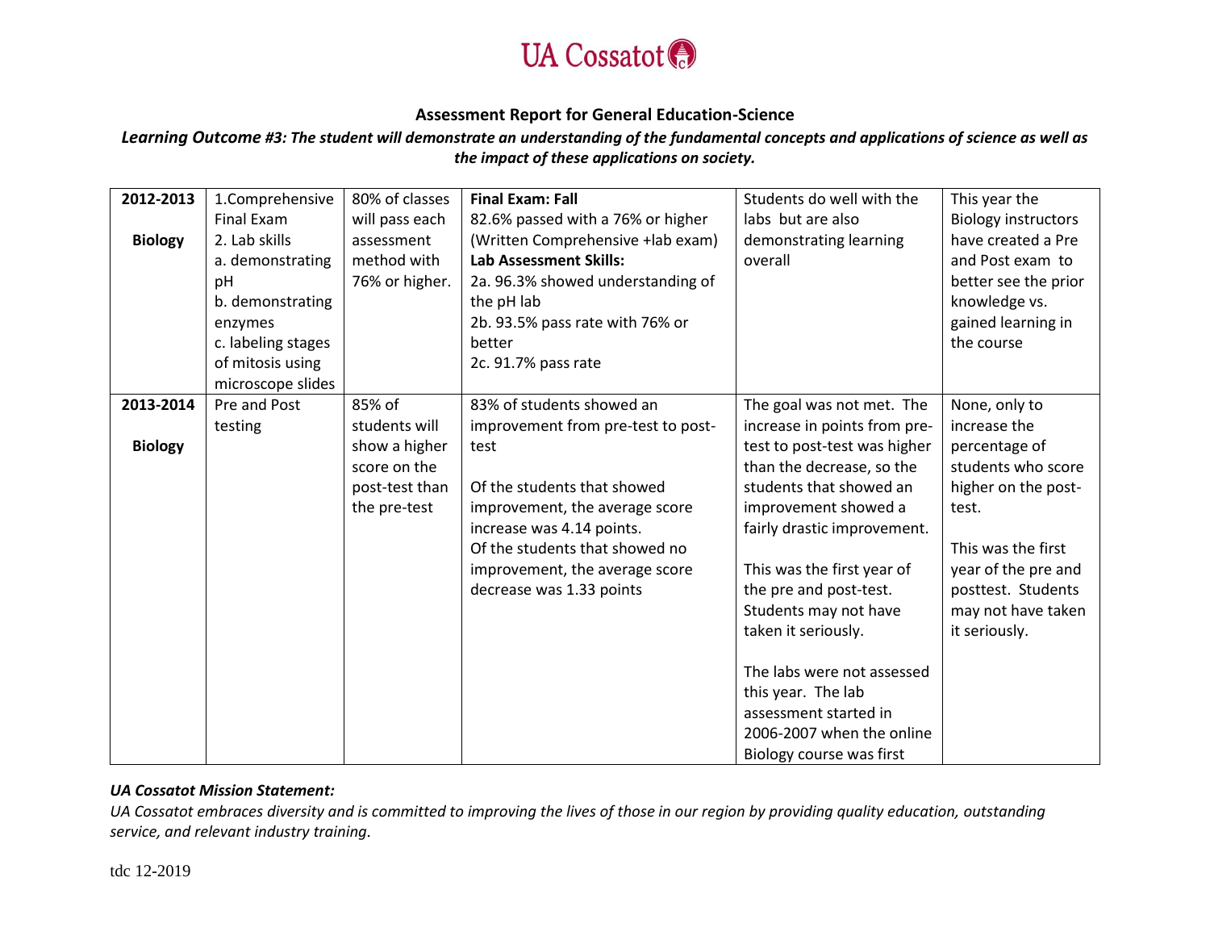**Assessment Report for General Education-Science**

***Learning Outcome #3: The student will demonstrate an understanding of the fundamental concepts and applications of science as well as the impact of these applications on society.***

| | | | | | |
|---|---|---|---|---|---|
| **2012-2013**<br><br>**Biology** | 1.Comprehensive Final Exam<br>2. Lab skills<br>a. demonstrating pH<br>b. demonstrating enzymes<br>c. labeling stages of mitosis using microscope slides | 80% of classes will pass each assessment method with 76% or higher. | **Final Exam: Fall**<br>82.6% passed with a 76% or higher (Written Comprehensive +lab exam)<br>**Lab Assessment Skills:**<br>2a. 96.3% showed understanding of the pH lab<br>2b. 93.5% pass rate with 76% or better<br>2c. 91.7% pass rate | Students do well with the labs but are also demonstrating learning overall | This year the Biology instructors have created a Pre and Post exam to better see the prior knowledge vs. gained learning in the course |
| **2013-2014**<br><br>**Biology** | Pre and Post testing | 85% of students will show a higher score on the post-test than the pre-test | 83% of students showed an improvement from pre-test to post-test<br><br>Of the students that showed improvement, the average score increase was 4.14 points.<br>Of the students that showed no improvement, the average score decrease was 1.33 points | The goal was not met. The increase in points from pre-test to post-test was higher than the decrease, so the students that showed an improvement showed a fairly drastic improvement.<br><br>This was the first year of the pre and post-test. Students may not have taken it seriously.<br><br>The labs were not assessed this year. The lab assessment started in 2006-2007 when the online Biology course was first | None, only to increase the percentage of students who score higher on the post-test.<br><br>This was the first year of the pre and posttest. Students may not have taken it seriously. |

***UA Cossatot Mission Statement:***

*UA Cossatot embraces diversity and is committed to improving the lives of those in our region by providing quality education, outstanding service, and relevant industry training*.

tdc 12-2019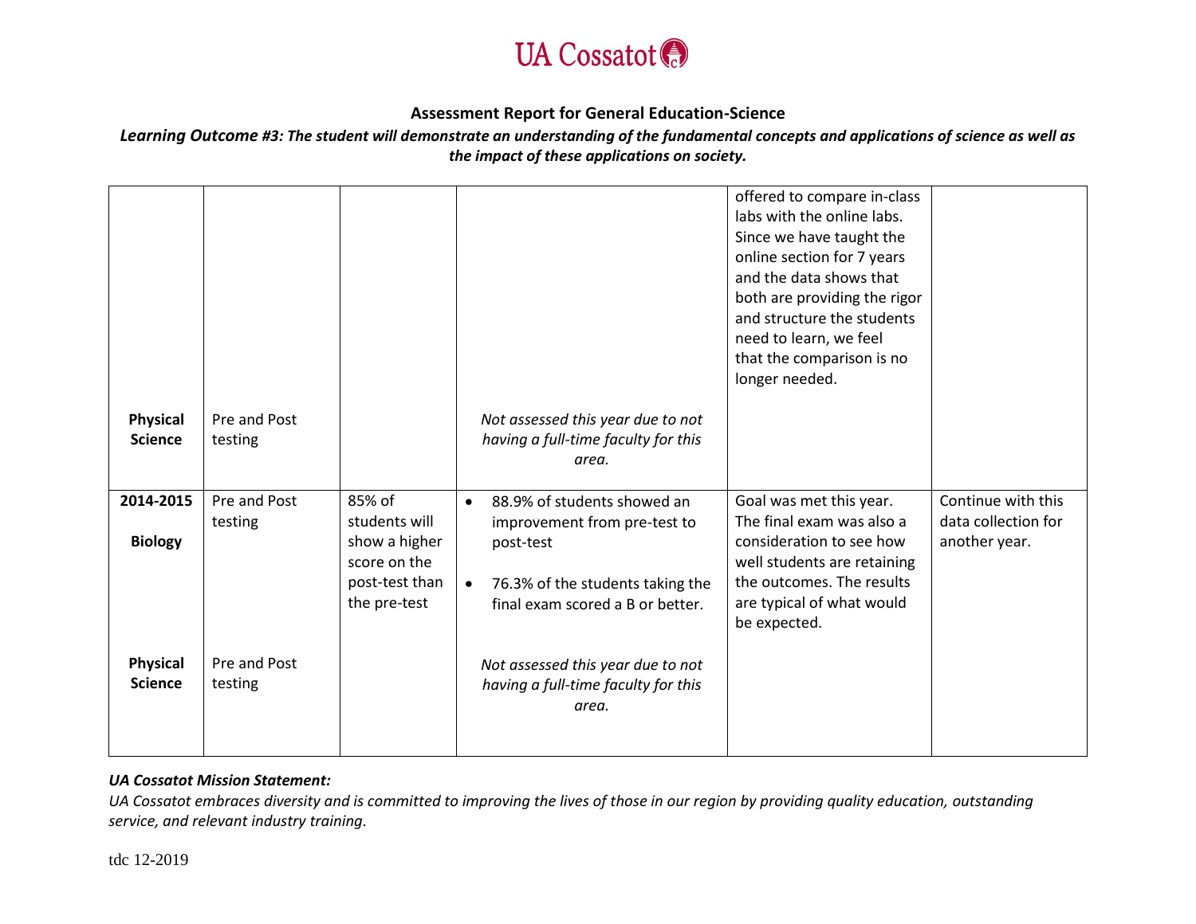UA Cossatot

**Assessment Report for General Education-Science**

***Learning Outcome #3: The student will demonstrate an understanding of the fundamental concepts and applications of science as well as the impact of these applications on society.***

| | | | | | |
|---|---|---|---|---|---|
| | | | | offered to compare in-class labs with the online labs. Since we have taught the online section for 7 years and the data shows that both are providing the rigor and structure the students need to learn, we feel that the comparison is no longer needed. | |
| **Physical Science** | Pre and Post testing | | *Not assessed this year due to not having a full-time faculty for this area.* | | |
| **2014-2015** **Biology** | Pre and Post testing | 85% of students will show a higher score on the post-test than the pre-test | • 88.9% of students showed an improvement from pre-test to post-test<br>• 76.3% of the students taking the final exam scored a B or better. | Goal was met this year. The final exam was also a consideration to see how well students are retaining the outcomes. The results are typical of what would be expected. | Continue with this data collection for another year. |
| **Physical Science** | Pre and Post testing | | *Not assessed this year due to not having a full-time faculty for this area.* | | |

***UA Cossatot Mission Statement:***

*UA Cossatot embraces diversity and is committed to improving the lives of those in our region by providing quality education, outstanding service, and relevant industry training.*

tdc 12-2019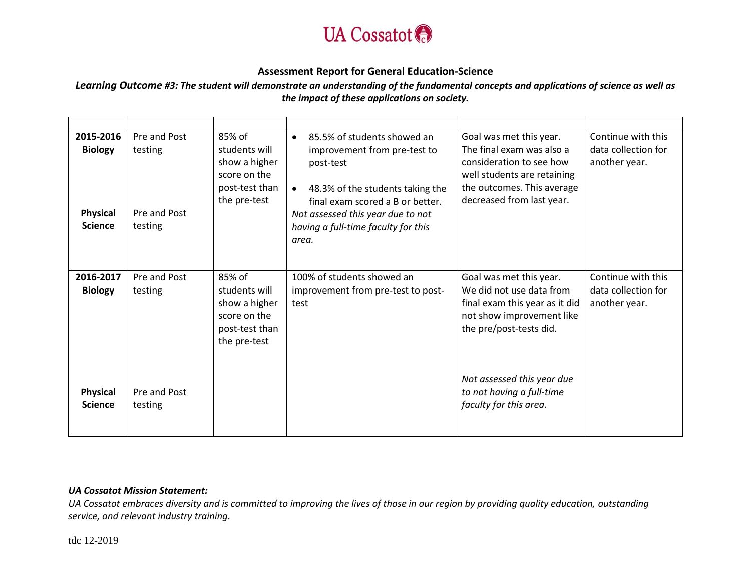**Assessment Report for General Education-Science**

***Learning Outcome #3: The student will demonstrate an understanding of the fundamental concepts and applications of science as well as the impact of these applications on society.***

| | | | | | |
|---|---|---|---|---|---|
| **2015-2016 Biology**<br><br>**Physical Science** | Pre and Post testing<br><br>Pre and Post testing | 85% of students will show a higher score on the post-test than the pre-test | • 85.5% of students showed an improvement from pre-test to post-test<br>• 48.3% of the students taking the final exam scored a B or better.<br>*Not assessed this year due to not having a full-time faculty for this area.* | Goal was met this year. The final exam was also a consideration to see how well students are retaining the outcomes. This average decreased from last year. | Continue with this data collection for another year. |
| **2016-2017 Biology**<br><br>**Physical Science** | Pre and Post testing<br><br>Pre and Post testing | 85% of students will show a higher score on the post-test than the pre-test | 100% of students showed an improvement from pre-test to post-test | Goal was met this year. We did not use data from final exam this year as it did not show improvement like the pre/post-tests did.<br><br>*Not assessed this year due to not having a full-time faculty for this area.* | Continue with this data collection for another year. |

***UA Cossatot Mission Statement:***

*UA Cossatot embraces diversity and is committed to improving the lives of those in our region by providing quality education, outstanding service, and relevant industry training.*

tdc 12-2019